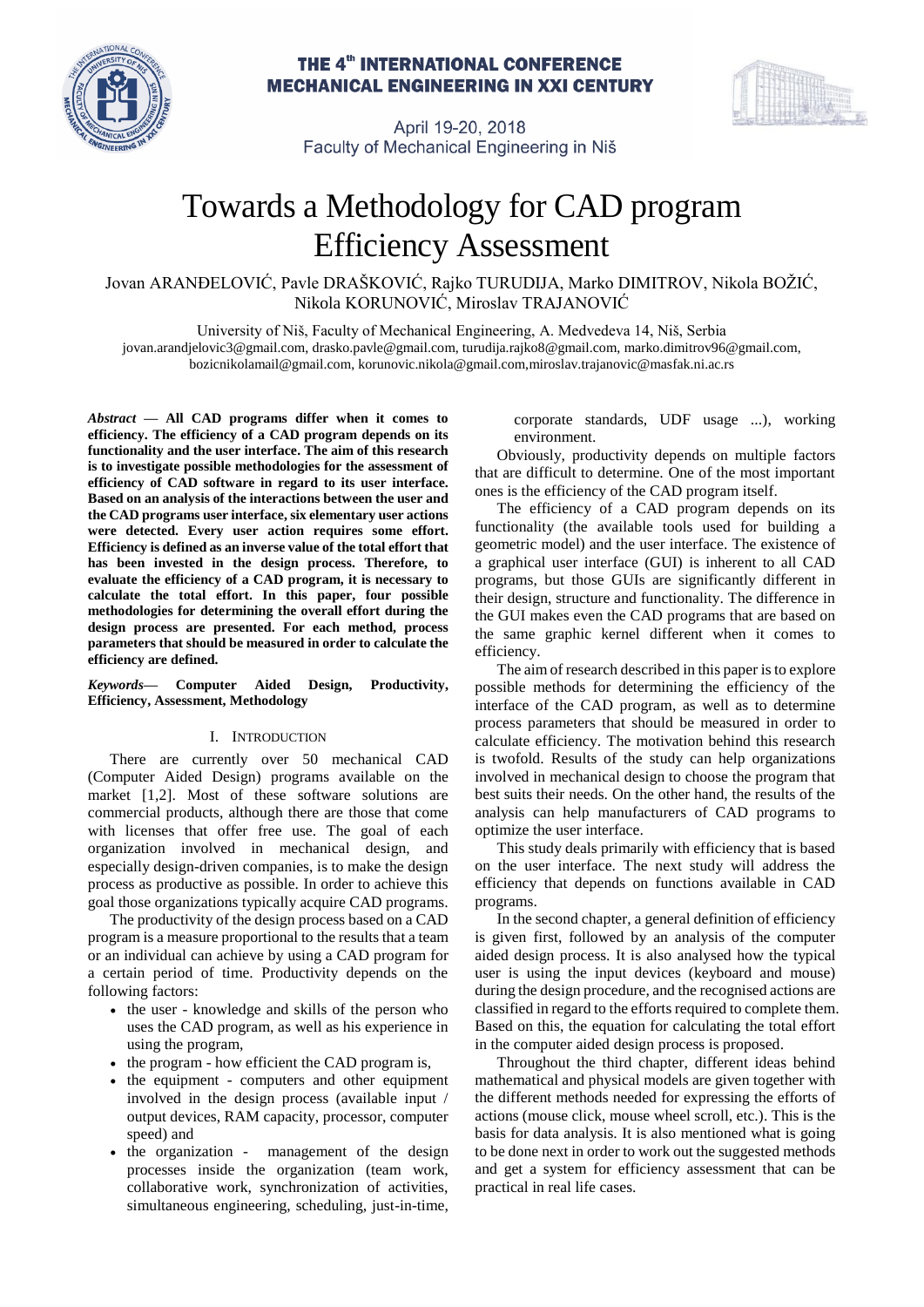# Towards a Methodology for CAD program Efficiency Assessment

Jovan ARANĐELOVIĆ, Pavle DRAŠKOVIĆ, Rajko TURUDIJA, Marko DIMITROV, Nikola BOŽIĆ, Nikola KORUNOVIĆ, Miroslav TRAJANOVIĆ

University of Niš, Faculty of Mechanical Engineering, A. Medvedeva 14, Niš, Serbia
jovan.arandjelovic3@gmail.com, drasko.pavle@gmail.com, turudija.rajko8@gmail.com, marko.dimitrov96@gmail.com, bozicnikolamail@gmail.com, korunovic.nikola@gmail.com, miroslav.trajanovic@masfak.ni.ac.rs

***Abstract* — All CAD programs differ when it comes to efficiency. The efficiency of a CAD program depends on its functionality and the user interface. The aim of this research is to investigate possible methodologies for the assessment of efficiency of CAD software in regard to its user interface. Based on an analysis of the interactions between the user and the CAD programs user interface, six elementary user actions were detected. Every user action requires some effort. Efficiency is defined as an inverse value of the total effort that has been invested in the design process. Therefore, to evaluate the efficiency of a CAD program, it is necessary to calculate the total effort. In this paper, four possible methodologies for determining the overall effort during the design process are presented. For each method, process parameters that should be measured in order to calculate the efficiency are defined.**

***Keywords*— Computer Aided Design, Productivity, Efficiency, Assessment, Methodology**

## I. Introduction

There are currently over 50 mechanical CAD (Computer Aided Design) programs available on the market [1,2]. Most of these software solutions are commercial products, although there are those that come with licenses that offer free use. The goal of each organization involved in mechanical design, and especially design-driven companies, is to make the design process as productive as possible. In order to achieve this goal those organizations typically acquire CAD programs.

The productivity of the design process based on a CAD program is a measure proportional to the results that a team or an individual can achieve by using a CAD program for a certain period of time. Productivity depends on the following factors:

- the user - knowledge and skills of the person who uses the CAD program, as well as his experience in using the program,
- the program - how efficient the CAD program is,
- the equipment - computers and other equipment involved in the design process (available input / output devices, RAM capacity, processor, computer speed) and
- the organization - management of the design processes inside the organization (team work, collaborative work, synchronization of activities, simultaneous engineering, scheduling, just-in-time, corporate standards, UDF usage ...), working environment.

Obviously, productivity depends on multiple factors that are difficult to determine. One of the most important ones is the efficiency of the CAD program itself.

The efficiency of a CAD program depends on its functionality (the available tools used for building a geometric model) and the user interface. The existence of a graphical user interface (GUI) is inherent to all CAD programs, but those GUIs are significantly different in their design, structure and functionality. The difference in the GUI makes even the CAD programs that are based on the same graphic kernel different when it comes to efficiency.

The aim of research described in this paper is to explore possible methods for determining the efficiency of the interface of the CAD program, as well as to determine process parameters that should be measured in order to calculate efficiency. The motivation behind this research is twofold. Results of the study can help organizations involved in mechanical design to choose the program that best suits their needs. On the other hand, the results of the analysis can help manufacturers of CAD programs to optimize the user interface.

This study deals primarily with efficiency that is based on the user interface. The next study will address the efficiency that depends on functions available in CAD programs.

In the second chapter, a general definition of efficiency is given first, followed by an analysis of the computer aided design process. It is also analysed how the typical user is using the input devices (keyboard and mouse) during the design procedure, and the recognised actions are classified in regard to the efforts required to complete them. Based on this, the equation for calculating the total effort in the computer aided design process is proposed.

Throughout the third chapter, different ideas behind mathematical and physical models are given together with the different methods needed for expressing the efforts of actions (mouse click, mouse wheel scroll, etc.). This is the basis for data analysis. It is also mentioned what is going to be done next in order to work out the suggested methods and get a system for efficiency assessment that can be practical in real life cases.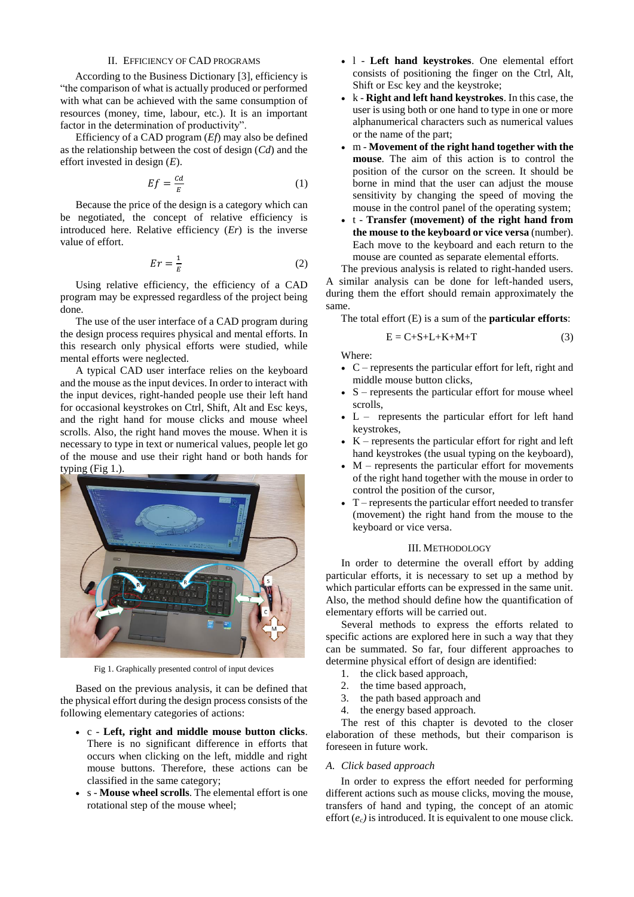## II. Efficiency of CAD programs

According to the Business Dictionary [3], efficiency is "the comparison of what is actually produced or performed with what can be achieved with the same consumption of resources (money, time, labour, etc.). It is an important factor in the determination of productivity".

Efficiency of a CAD program (*Ef*) may also be defined as the relationship between the cost of design (*Cd*) and the effort invested in design (*E*).

$$Ef = \frac{Cd}{E} \tag{1}$$

Because the price of the design is a category which can be negotiated, the concept of relative efficiency is introduced here. Relative efficiency (*Er*) is the inverse value of effort.

$$Er = \frac{1}{E} \tag{2}$$

Using relative efficiency, the efficiency of a CAD program may be expressed regardless of the project being done.

The use of the user interface of a CAD program during the design process requires physical and mental efforts. In this research only physical efforts were studied, while mental efforts were neglected.

A typical CAD user interface relies on the keyboard and the mouse as the input devices. In order to interact with the input devices, right-handed people use their left hand for occasional keystrokes on Ctrl, Shift, Alt and Esc keys, and the right hand for mouse clicks and mouse wheel scrolls. Also, the right hand moves the mouse. When it is necessary to type in text or numerical values, people let go of the mouse and use their right hand or both hands for typing (Fig 1.).

Fig 1. Graphically presented control of input devices

Based on the previous analysis, it can be defined that the physical effort during the design process consists of the following elementary categories of actions:

- c - **Left, right and middle mouse button clicks**. There is no significant difference in efforts that occurs when clicking on the left, middle and right mouse buttons. Therefore, these actions can be classified in the same category;
- s - **Mouse wheel scrolls**. The elemental effort is one rotational step of the mouse wheel;
- l - **Left hand keystrokes**. One elemental effort consists of positioning the finger on the Ctrl, Alt, Shift or Esc key and the keystroke;
- k - **Right and left hand keystrokes**. In this case, the user is using both or one hand to type in one or more alphanumerical characters such as numerical values or the name of the part;
- m - **Movement of the right hand together with the mouse**. The aim of this action is to control the position of the cursor on the screen. It should be borne in mind that the user can adjust the mouse sensitivity by changing the speed of moving the mouse in the control panel of the operating system;
- t - **Transfer (movement) of the right hand from the mouse to the keyboard or vice versa** (number). Each move to the keyboard and each return to the mouse are counted as separate elemental efforts.

The previous analysis is related to right-handed users. A similar analysis can be done for left-handed users, during them the effort should remain approximately the same.

The total effort (E) is a sum of the **particular efforts**:

$$E = C+S+L+K+M+T \tag{3}$$

Where:

- C – represents the particular effort for left, right and middle mouse button clicks,
- S – represents the particular effort for mouse wheel scrolls,
- L – represents the particular effort for left hand keystrokes,
- K – represents the particular effort for right and left hand keystrokes (the usual typing on the keyboard),
- M – represents the particular effort for movements of the right hand together with the mouse in order to control the position of the cursor,
- T – represents the particular effort needed to transfer (movement) the right hand from the mouse to the keyboard or vice versa.

## III. Methodology

In order to determine the overall effort by adding particular efforts, it is necessary to set up a method by which particular efforts can be expressed in the same unit. Also, the method should define how the quantification of elementary efforts will be carried out.

Several methods to express the efforts related to specific actions are explored here in such a way that they can be summated. So far, four different approaches to determine physical effort of design are identified:

1. the click based approach,
2. the time based approach,
3. the path based approach and
4. the energy based approach.

The rest of this chapter is devoted to the closer elaboration of these methods, but their comparison is foreseen in future work.

### A. Click based approach

In order to express the effort needed for performing different actions such as mouse clicks, moving the mouse, transfers of hand and typing, the concept of an atomic effort ($e_c$) is introduced. It is equivalent to one mouse click.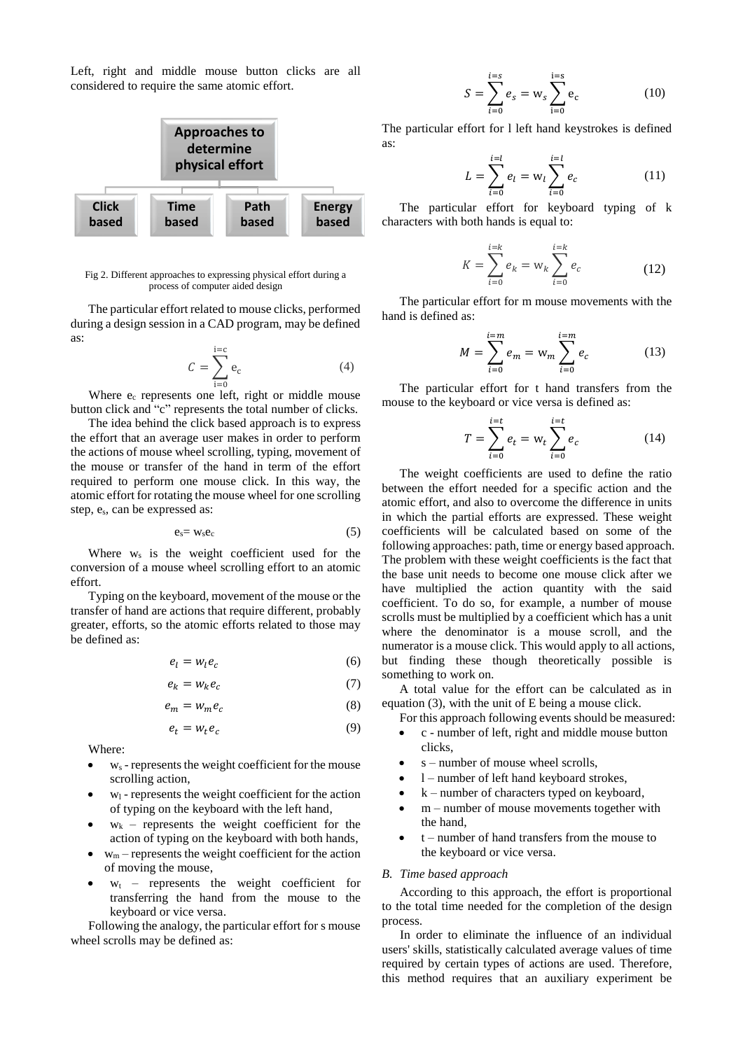Left, right and middle mouse button clicks are all considered to require the same atomic effort.

Approaches to determine physical effort

Click based | Time based | Path based | Energy based

Fig 2. Different approaches to expressing physical effort during a process of computer aided design

The particular effort related to mouse clicks, performed during a design session in a CAD program, may be defined as:

$$C = \sum_{i=0}^{i=c} e_c \tag{4}$$

Where $e_c$ represents one left, right or middle mouse button click and "c" represents the total number of clicks.

The idea behind the click based approach is to express the effort that an average user makes in order to perform the actions of mouse wheel scrolling, typing, movement of the mouse or transfer of the hand in term of the effort required to perform one mouse click. In this way, the atomic effort for rotating the mouse wheel for one scrolling step, $e_s$, can be expressed as:

$$e_s = w_s e_c \tag{5}$$

Where $w_s$ is the weight coefficient used for the conversion of a mouse wheel scrolling effort to an atomic effort.

Typing on the keyboard, movement of the mouse or the transfer of hand are actions that require different, probably greater, efforts, so the atomic efforts related to those may be defined as:

$$e_l = w_l e_c \tag{6}$$

$$e_k = w_k e_c \tag{7}$$

$$e_m = w_m e_c \tag{8}$$

$$e_t = w_t e_c \tag{9}$$

Where:

- $w_s$ - represents the weight coefficient for the mouse scrolling action,
- $w_l$ - represents the weight coefficient for the action of typing on the keyboard with the left hand,
- $w_k$ – represents the weight coefficient for the action of typing on the keyboard with both hands,
- $w_m$ – represents the weight coefficient for the action of moving the mouse,
- $w_t$ – represents the weight coefficient for transferring the hand from the mouse to the keyboard or vice versa.

Following the analogy, the particular effort for s mouse wheel scrolls may be defined as:

$$S = \sum_{i=0}^{i=s} e_s = w_s \sum_{i=0}^{i=s} e_c \tag{10}$$

The particular effort for l left hand keystrokes is defined as:

$$L = \sum_{i=0}^{i=l} e_l = w_l \sum_{i=0}^{i=l} e_c \tag{11}$$

The particular effort for keyboard typing of k characters with both hands is equal to:

$$K = \sum_{i=0}^{i=k} e_k = w_k \sum_{i=0}^{i=k} e_c \tag{12}$$

The particular effort for m mouse movements with the hand is defined as:

$$M = \sum_{i=0}^{i=m} e_m = w_m \sum_{i=0}^{i=m} e_c \tag{13}$$

The particular effort for t hand transfers from the mouse to the keyboard or vice versa is defined as:

$$T = \sum_{i=0}^{i=t} e_t = w_t \sum_{i=0}^{i=t} e_c \tag{14}$$

The weight coefficients are used to define the ratio between the effort needed for a specific action and the atomic effort, and also to overcome the difference in units in which the partial efforts are expressed. These weight coefficients will be calculated based on some of the following approaches: path, time or energy based approach. The problem with these weight coefficients is the fact that the base unit needs to become one mouse click after we have multiplied the action quantity with the said coefficient. To do so, for example, a number of mouse scrolls must be multiplied by a coefficient which has a unit where the denominator is a mouse scroll, and the numerator is a mouse click. This would apply to all actions, but finding these though theoretically possible is something to work on.

A total value for the effort can be calculated as in equation (3), with the unit of E being a mouse click.

For this approach following events should be measured:

- c - number of left, right and middle mouse button clicks,
- s – number of mouse wheel scrolls,
- l – number of left hand keyboard strokes,
- k – number of characters typed on keyboard,
- m – number of mouse movements together with the hand,
- t – number of hand transfers from the mouse to the keyboard or vice versa.

### *B. Time based approach*

According to this approach, the effort is proportional to the total time needed for the completion of the design process.

In order to eliminate the influence of an individual users' skills, statistically calculated average values of time required by certain types of actions are used. Therefore, this method requires that an auxiliary experiment be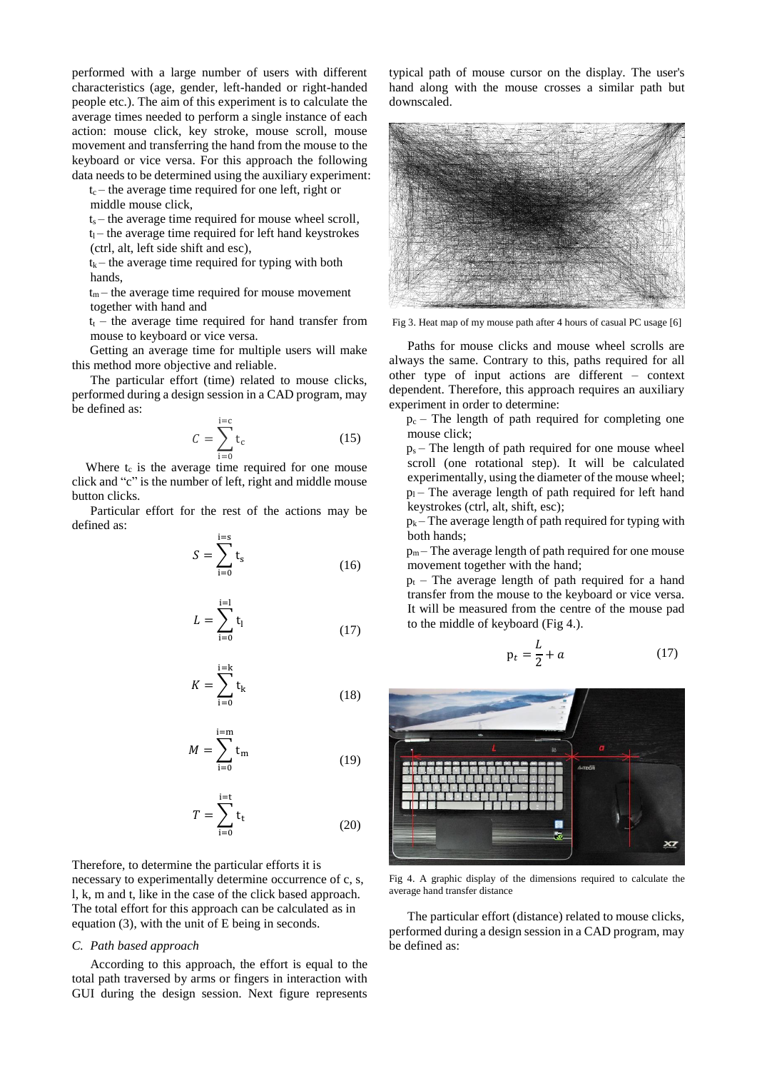performed with a large number of users with different characteristics (age, gender, left-handed or right-handed people etc.). The aim of this experiment is to calculate the average times needed to perform a single instance of each action: mouse click, key stroke, mouse scroll, mouse movement and transferring the hand from the mouse to the keyboard or vice versa. For this approach the following data needs to be determined using the auxiliary experiment:

$t_c$ – the average time required for one left, right or middle mouse click,

$t_s$ – the average time required for mouse wheel scroll,

$t_l$ – the average time required for left hand keystrokes (ctrl, alt, left side shift and esc),

$t_k$ – the average time required for typing with both hands,

$t_m$ – the average time required for mouse movement together with hand and

$t_t$ – the average time required for hand transfer from mouse to keyboard or vice versa.

Getting an average time for multiple users will make this method more objective and reliable.

The particular effort (time) related to mouse clicks, performed during a design session in a CAD program, may be defined as:

$$C = \sum_{i=0}^{i=c} t_c \tag{15}$$

Where $t_c$ is the average time required for one mouse click and "c" is the number of left, right and middle mouse button clicks.

Particular effort for the rest of the actions may be defined as:

$$S = \sum_{i=0}^{i=s} t_s \tag{16}$$

$$L = \sum_{i=0}^{i=l} t_l \tag{17}$$

$$K = \sum_{i=0}^{i=k} t_k \tag{18}$$

$$M = \sum_{i=0}^{i=m} t_m \tag{19}$$

$$T = \sum_{i=0}^{i=t} t_t \tag{20}$$

Therefore, to determine the particular efforts it is necessary to experimentally determine occurrence of c, s, l, k, m and t, like in the case of the click based approach. The total effort for this approach can be calculated as in equation (3), with the unit of E being in seconds.

### C. Path based approach

According to this approach, the effort is equal to the total path traversed by arms or fingers in interaction with GUI during the design session. Next figure represents typical path of mouse cursor on the display. The user's hand along with the mouse crosses a similar path but downscaled.

Fig 3. Heat map of my mouse path after 4 hours of casual PC usage [6]

Paths for mouse clicks and mouse wheel scrolls are always the same. Contrary to this, paths required for all other type of input actions are different – context dependent. Therefore, this approach requires an auxiliary experiment in order to determine:

$p_c$ – The length of path required for completing one mouse click;

$p_s$ – The length of path required for one mouse wheel scroll (one rotational step). It will be calculated experimentally, using the diameter of the mouse wheel;

$p_l$ – The average length of path required for left hand keystrokes (ctrl, alt, shift, esc);

$p_k$ – The average length of path required for typing with both hands;

$p_m$ – The average length of path required for one mouse movement together with the hand;

$p_t$ – The average length of path required for a hand transfer from the mouse to the keyboard or vice versa. It will be measured from the centre of the mouse pad to the middle of keyboard (Fig 4.).

$$p_t = \frac{L}{2} + a \tag{17}$$

Fig 4. A graphic display of the dimensions required to calculate the average hand transfer distance

The particular effort (distance) related to mouse clicks, performed during a design session in a CAD program, may be defined as: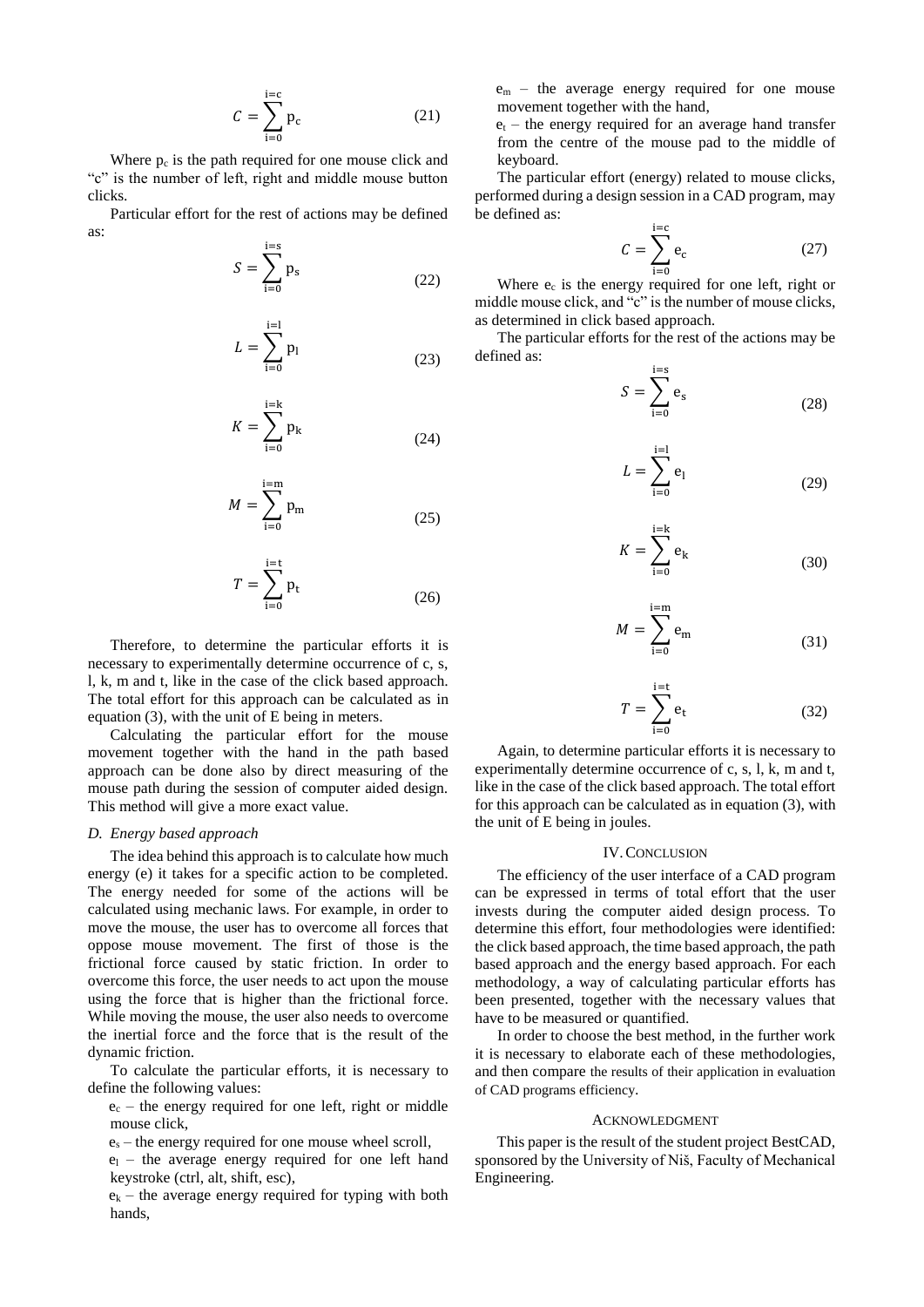$$C = \sum_{i=0}^{i=c} p_c \tag{21}$$

Where $p_c$ is the path required for one mouse click and "c" is the number of left, right and middle mouse button clicks.

Particular effort for the rest of actions may be defined as:

$$S = \sum_{i=0}^{i=s} p_s \tag{22}$$

$$L = \sum_{i=0}^{i=l} p_l \tag{23}$$

$$K = \sum_{i=0}^{i=k} p_k \tag{24}$$

$$M = \sum_{i=0}^{i=m} p_m \tag{25}$$

$$T = \sum_{i=0}^{i=t} p_t \tag{26}$$

Therefore, to determine the particular efforts it is necessary to experimentally determine occurrence of c, s, l, k, m and t, like in the case of the click based approach. The total effort for this approach can be calculated as in equation (3), with the unit of E being in meters.

Calculating the particular effort for the mouse movement together with the hand in the path based approach can be done also by direct measuring of the mouse path during the session of computer aided design. This method will give a more exact value.

### *D. Energy based approach*

The idea behind this approach is to calculate how much energy (e) it takes for a specific action to be completed. The energy needed for some of the actions will be calculated using mechanic laws. For example, in order to move the mouse, the user has to overcome all forces that oppose mouse movement. The first of those is the frictional force caused by static friction. In order to overcome this force, the user needs to act upon the mouse using the force that is higher than the frictional force. While moving the mouse, the user also needs to overcome the inertial force and the force that is the result of the dynamic friction.

To calculate the particular efforts, it is necessary to define the following values:

- $e_c$ – the energy required for one left, right or middle mouse click,
- $e_s$ – the energy required for one mouse wheel scroll,
- $e_l$ – the average energy required for one left hand keystroke (ctrl, alt, shift, esc),
- $e_k$ – the average energy required for typing with both hands,
- $e_m$ – the average energy required for one mouse movement together with the hand,
- $e_t$ – the energy required for an average hand transfer from the centre of the mouse pad to the middle of keyboard.

The particular effort (energy) related to mouse clicks, performed during a design session in a CAD program, may be defined as:

$$C = \sum_{i=0}^{i=c} e_c \tag{27}$$

Where $e_c$ is the energy required for one left, right or middle mouse click, and "c" is the number of mouse clicks, as determined in click based approach.

The particular efforts for the rest of the actions may be defined as:

$$S = \sum_{i=0}^{i=s} e_s \tag{28}$$

$$L = \sum_{i=0}^{i=l} e_l \tag{29}$$

$$K = \sum_{i=0}^{i=k} e_k \tag{30}$$

$$M = \sum_{i=0}^{i=m} e_m \tag{31}$$

$$T = \sum_{i=0}^{i=t} e_t \tag{32}$$

Again, to determine particular efforts it is necessary to experimentally determine occurrence of c, s, l, k, m and t, like in the case of the click based approach. The total effort for this approach can be calculated as in equation (3), with the unit of E being in joules.

## IV. Conclusion

The efficiency of the user interface of a CAD program can be expressed in terms of total effort that the user invests during the computer aided design process. To determine this effort, four methodologies were identified: the click based approach, the time based approach, the path based approach and the energy based approach. For each methodology, a way of calculating particular efforts has been presented, together with the necessary values that have to be measured or quantified.

In order to choose the best method, in the further work it is necessary to elaborate each of these methodologies, and then compare the results of their application in evaluation of CAD programs efficiency.

## Acknowledgment

This paper is the result of the student project BestCAD, sponsored by the University of Niš, Faculty of Mechanical Engineering.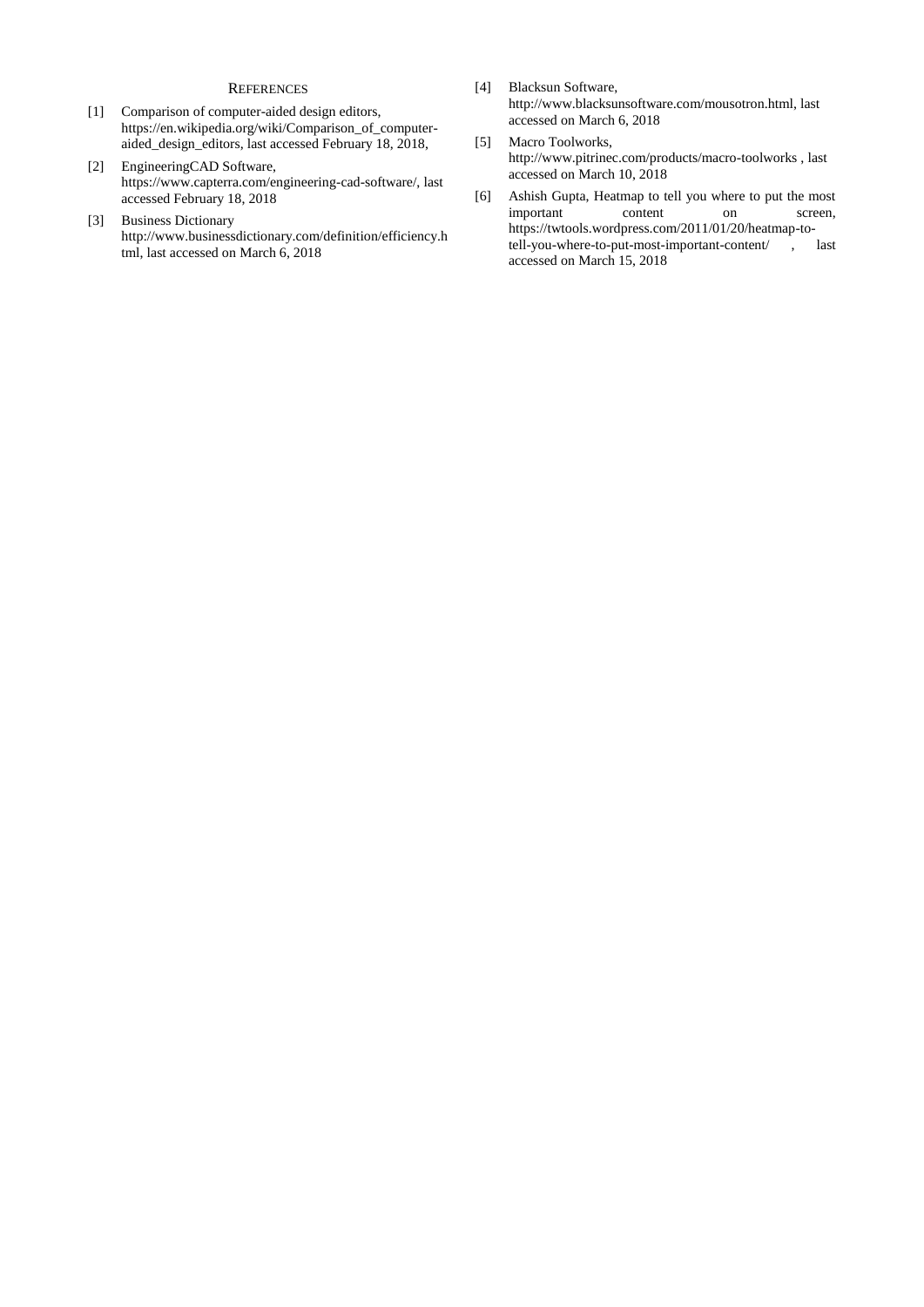## References

[1] Comparison of computer-aided design editors, https://en.wikipedia.org/wiki/Comparison_of_computer-aided_design_editors, last accessed February 18, 2018,

[2] EngineeringCAD Software, https://www.capterra.com/engineering-cad-software/, last accessed February 18, 2018

[3] Business Dictionary http://www.businessdictionary.com/definition/efficiency.html, last accessed on March 6, 2018

[4] Blacksun Software, http://www.blacksunsoftware.com/mousotron.html, last accessed on March 6, 2018

[5] Macro Toolworks, http://www.pitrinec.com/products/macro-toolworks , last accessed on March 10, 2018

[6] Ashish Gupta, Heatmap to tell you where to put the most important content on screen, https://twtools.wordpress.com/2011/01/20/heatmap-to-tell-you-where-to-put-most-important-content/ , last accessed on March 15, 2018